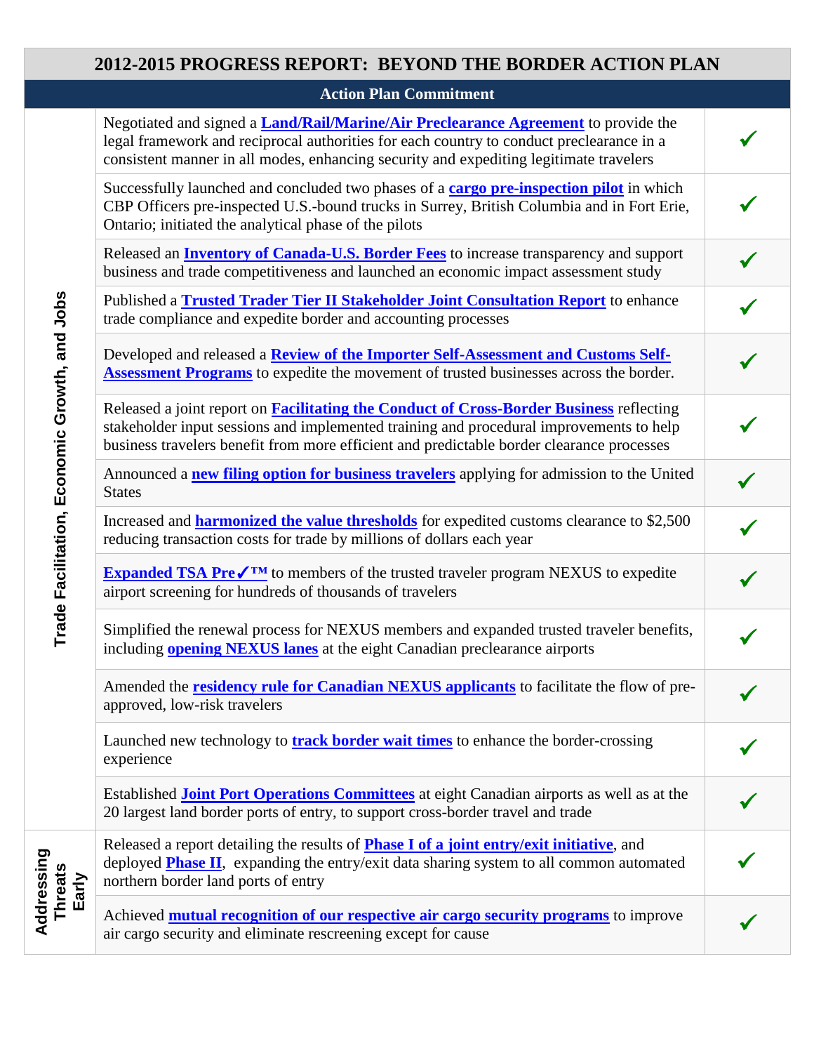# 2012-2015 PROGRESS REPORT: BEYOND THE BORDER ACTION PLAN

| | Action Plan Commitment | |
|---|---|---|
| Trade Facilitation, Economic Growth, and Jobs | Negotiated and signed a **Land/Rail/Marine/Air Preclearance Agreement** to provide the legal framework and reciprocal authorities for each country to conduct preclearance in a consistent manner in all modes, enhancing security and expediting legitimate travelers | ✓ |
| | Successfully launched and concluded two phases of a **cargo pre-inspection pilot** in which CBP Officers pre-inspected U.S.-bound trucks in Surrey, British Columbia and in Fort Erie, Ontario; initiated the analytical phase of the pilots | ✓ |
| | Released an **Inventory of Canada-U.S. Border Fees** to increase transparency and support business and trade competitiveness and launched an economic impact assessment study | ✓ |
| | Published a **Trusted Trader Tier II Stakeholder Joint Consultation Report** to enhance trade compliance and expedite border and accounting processes | ✓ |
| | Developed and released a **Review of the Importer Self-Assessment and Customs Self-Assessment Programs** to expedite the movement of trusted businesses across the border. | ✓ |
| | Released a joint report on **Facilitating the Conduct of Cross-Border Business** reflecting stakeholder input sessions and implemented training and procedural improvements to help business travelers benefit from more efficient and predictable border clearance processes | ✓ |
| | Announced a **new filing option for business travelers** applying for admission to the United States | ✓ |
| | Increased and **harmonized the value thresholds** for expedited customs clearance to $2,500 reducing transaction costs for trade by millions of dollars each year | ✓ |
| | **Expanded TSA Pre✓™** to members of the trusted traveler program NEXUS to expedite airport screening for hundreds of thousands of travelers | ✓ |
| | Simplified the renewal process for NEXUS members and expanded trusted traveler benefits, including **opening NEXUS lanes** at the eight Canadian preclearance airports | ✓ |
| | Amended the **residency rule for Canadian NEXUS applicants** to facilitate the flow of pre-approved, low-risk travelers | ✓ |
| | Launched new technology to **track border wait times** to enhance the border-crossing experience | ✓ |
| | Established **Joint Port Operations Committees** at eight Canadian airports as well as at the 20 largest land border ports of entry, to support cross-border travel and trade | ✓ |
| Addressing Threats Early | Released a report detailing the results of **Phase I of a joint entry/exit initiative**, and deployed **Phase II**, expanding the entry/exit data sharing system to all common automated northern border land ports of entry | ✓ |
| | Achieved **mutual recognition of our respective air cargo security programs** to improve air cargo security and eliminate rescreening except for cause | ✓ |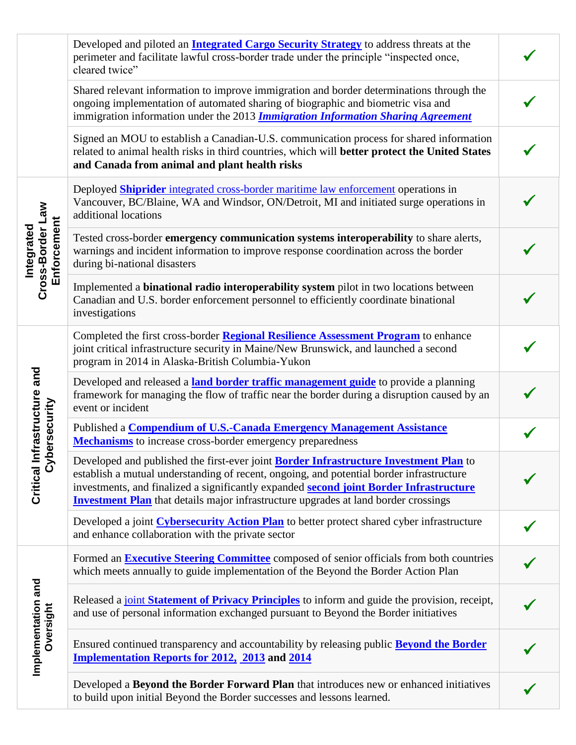| | | |
|---|---|---|
| | Developed and piloted an **Integrated Cargo Security Strategy** to address threats at the perimeter and facilitate lawful cross-border trade under the principle "inspected once, cleared twice" | ✓ |
| | Shared relevant information to improve immigration and border determinations through the ongoing implementation of automated sharing of biographic and biometric visa and immigration information under the 2013 ***Immigration Information Sharing Agreement*** | ✓ |
| | Signed an MOU to establish a Canadian-U.S. communication process for shared information related to animal health risks in third countries, which will **better protect the United States and Canada from animal and plant health risks** | ✓ |
| **Integrated Cross-Border Law Enforcement** | Deployed **Shiprider** integrated cross-border maritime law enforcement operations in Vancouver, BC/Blaine, WA and Windsor, ON/Detroit, MI and initiated surge operations in additional locations | ✓ |
| | Tested cross-border **emergency communication systems interoperability** to share alerts, warnings and incident information to improve response coordination across the border during bi-national disasters | ✓ |
| | Implemented a **binational radio interoperability system** pilot in two locations between Canadian and U.S. border enforcement personnel to efficiently coordinate binational investigations | ✓ |
| **Critical Infrastructure and Cybersecurity** | Completed the first cross-border **Regional Resilience Assessment Program** to enhance joint critical infrastructure security in Maine/New Brunswick, and launched a second program in 2014 in Alaska-British Columbia-Yukon | ✓ |
| | Developed and released a **land border traffic management guide** to provide a planning framework for managing the flow of traffic near the border during a disruption caused by an event or incident | ✓ |
| | Published a **Compendium of U.S.-Canada Emergency Management Assistance Mechanisms** to increase cross-border emergency preparedness | ✓ |
| | Developed and published the first-ever joint **Border Infrastructure Investment Plan** to establish a mutual understanding of recent, ongoing, and potential border infrastructure investments, and finalized a significantly expanded **second joint Border Infrastructure Investment Plan** that details major infrastructure upgrades at land border crossings | ✓ |
| | Developed a joint **Cybersecurity Action Plan** to better protect shared cyber infrastructure and enhance collaboration with the private sector | ✓ |
| **Implementation and Oversight** | Formed an **Executive Steering Committee** composed of senior officials from both countries which meets annually to guide implementation of the Beyond the Border Action Plan | ✓ |
| | Released a joint **Statement of Privacy Principles** to inform and guide the provision, receipt, and use of personal information exchanged pursuant to Beyond the Border initiatives | ✓ |
| | Ensured continued transparency and accountability by releasing public **Beyond the Border Implementation Reports for 2012, 2013** and **2014** | ✓ |
| | Developed a **Beyond the Border Forward Plan** that introduces new or enhanced initiatives to build upon initial Beyond the Border successes and lessons learned. | ✓ |